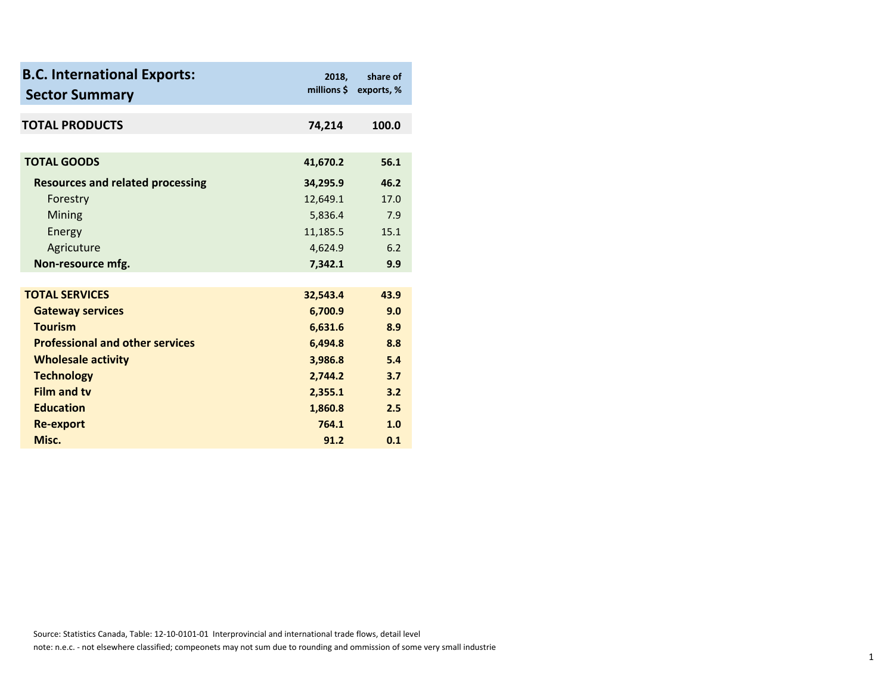| **B.C. International Exports: Sector Summary** | **2018, millions $** | **share of exports, %** |
| --- | --- | --- |
| **TOTAL PRODUCTS** | **74,214** | **100.0** |
| | | |
| **TOTAL GOODS** | **41,670.2** | **56.1** |
| **Resources and related processing** | **34,295.9** | **46.2** |
| Forestry | 12,649.1 | 17.0 |
| Mining | 5,836.4 | 7.9 |
| Energy | 11,185.5 | 15.1 |
| Agricuture | 4,624.9 | 6.2 |
| **Non-resource mfg.** | **7,342.1** | **9.9** |
| | | |
| **TOTAL SERVICES** | **32,543.4** | **43.9** |
| **Gateway services** | **6,700.9** | **9.0** |
| **Tourism** | **6,631.6** | **8.9** |
| **Professional and other services** | **6,494.8** | **8.8** |
| **Wholesale activity** | **3,986.8** | **5.4** |
| **Technology** | **2,744.2** | **3.7** |
| **Film and tv** | **2,355.1** | **3.2** |
| **Education** | **1,860.8** | **2.5** |
| **Re-export** | **764.1** | **1.0** |
| **Misc.** | **91.2** | **0.1** |

Source: Statistics Canada, Table: 12-10-0101-01 Interprovincial and international trade flows, detail level

note: n.e.c. - not elsewhere classified; compeonets may not sum due to rounding and ommission of some very small industrie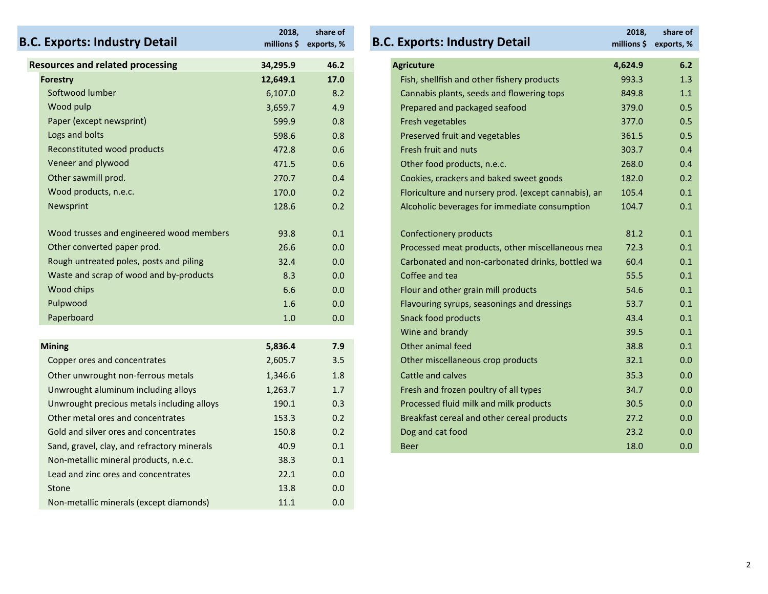## B.C. Exports: Industry Detail

| B.C. Exports: Industry Detail | 2018, millions $ | share of exports, % |
|---|---|---|
| **Resources and related processing** | **34,295.9** | **46.2** |
| **Forestry** | **12,649.1** | **17.0** |
| Softwood lumber | 6,107.0 | 8.2 |
| Wood pulp | 3,659.7 | 4.9 |
| Paper (except newsprint) | 599.9 | 0.8 |
| Logs and bolts | 598.6 | 0.8 |
| Reconstituted wood products | 472.8 | 0.6 |
| Veneer and plywood | 471.5 | 0.6 |
| Other sawmill prod. | 270.7 | 0.4 |
| Wood products, n.e.c. | 170.0 | 0.2 |
| Newsprint | 128.6 | 0.2 |
| Wood trusses and engineered wood members | 93.8 | 0.1 |
| Other converted paper prod. | 26.6 | 0.0 |
| Rough untreated poles, posts and piling | 32.4 | 0.0 |
| Waste and scrap of wood and by-products | 8.3 | 0.0 |
| Wood chips | 6.6 | 0.0 |
| Pulpwood | 1.6 | 0.0 |
| Paperboard | 1.0 | 0.0 |
| **Mining** | **5,836.4** | **7.9** |
| Copper ores and concentrates | 2,605.7 | 3.5 |
| Other unwrought non-ferrous metals | 1,346.6 | 1.8 |
| Unwrought aluminum including alloys | 1,263.7 | 1.7 |
| Unwrought precious metals including alloys | 190.1 | 0.3 |
| Other metal ores and concentrates | 153.3 | 0.2 |
| Gold and silver ores and concentrates | 150.8 | 0.2 |
| Sand, gravel, clay, and refractory minerals | 40.9 | 0.1 |
| Non-metallic mineral products, n.e.c. | 38.3 | 0.1 |
| Lead and zinc ores and concentrates | 22.1 | 0.0 |
| Stone | 13.8 | 0.0 |
| Non-metallic minerals (except diamonds) | 11.1 | 0.0 |

| B.C. Exports: Industry Detail | 2018, millions $ | share of exports, % |
|---|---|---|
| **Agricuture** | **4,624.9** | **6.2** |
| Fish, shellfish and other fishery products | 993.3 | 1.3 |
| Cannabis plants, seeds and flowering tops | 849.8 | 1.1 |
| Prepared and packaged seafood | 379.0 | 0.5 |
| Fresh vegetables | 377.0 | 0.5 |
| Preserved fruit and vegetables | 361.5 | 0.5 |
| Fresh fruit and nuts | 303.7 | 0.4 |
| Other food products, n.e.c. | 268.0 | 0.4 |
| Cookies, crackers and baked sweet goods | 182.0 | 0.2 |
| Floriculture and nursery prod. (except cannabis), an | 105.4 | 0.1 |
| Alcoholic beverages for immediate consumption | 104.7 | 0.1 |
| Confectionery products | 81.2 | 0.1 |
| Processed meat products, other miscellaneous mea | 72.3 | 0.1 |
| Carbonated and non-carbonated drinks, bottled wa | 60.4 | 0.1 |
| Coffee and tea | 55.5 | 0.1 |
| Flour and other grain mill products | 54.6 | 0.1 |
| Flavouring syrups, seasonings and dressings | 53.7 | 0.1 |
| Snack food products | 43.4 | 0.1 |
| Wine and brandy | 39.5 | 0.1 |
| Other animal feed | 38.8 | 0.1 |
| Other miscellaneous crop products | 32.1 | 0.0 |
| Cattle and calves | 35.3 | 0.0 |
| Fresh and frozen poultry of all types | 34.7 | 0.0 |
| Processed fluid milk and milk products | 30.5 | 0.0 |
| Breakfast cereal and other cereal products | 27.2 | 0.0 |
| Dog and cat food | 23.2 | 0.0 |
| Beer | 18.0 | 0.0 |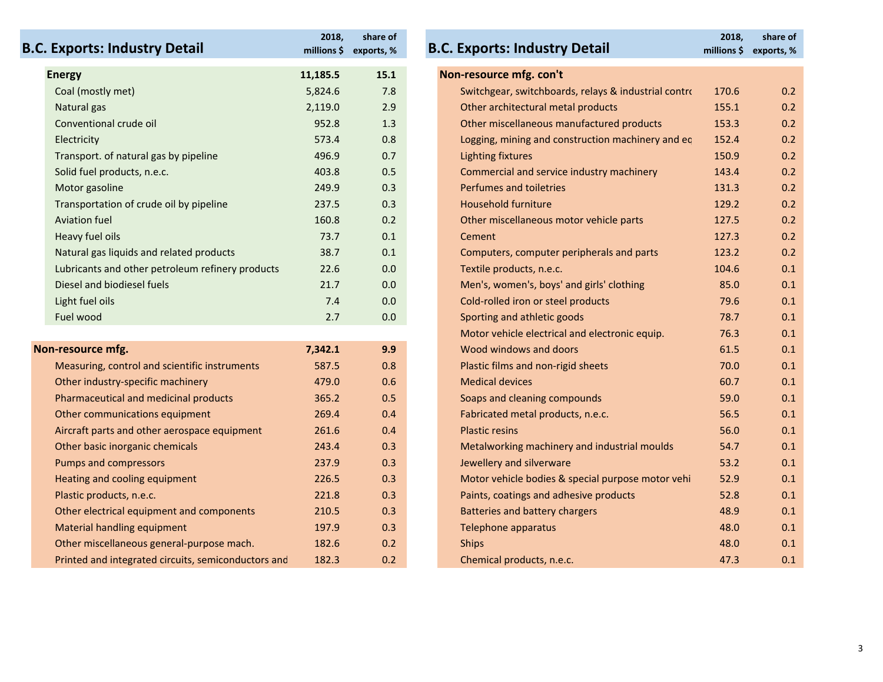## B.C. Exports: Industry Detail

| | 2018, millions $ | share of exports, % |
|---|---|---|
| **Energy** | **11,185.5** | **15.1** |
| Coal (mostly met) | 5,824.6 | 7.8 |
| Natural gas | 2,119.0 | 2.9 |
| Conventional crude oil | 952.8 | 1.3 |
| Electricity | 573.4 | 0.8 |
| Transport. of natural gas by pipeline | 496.9 | 0.7 |
| Solid fuel products, n.e.c. | 403.8 | 0.5 |
| Motor gasoline | 249.9 | 0.3 |
| Transportation of crude oil by pipeline | 237.5 | 0.3 |
| Aviation fuel | 160.8 | 0.2 |
| Heavy fuel oils | 73.7 | 0.1 |
| Natural gas liquids and related products | 38.7 | 0.1 |
| Lubricants and other petroleum refinery products | 22.6 | 0.0 |
| Diesel and biodiesel fuels | 21.7 | 0.0 |
| Light fuel oils | 7.4 | 0.0 |
| Fuel wood | 2.7 | 0.0 |
| | | |
| **Non-resource mfg.** | **7,342.1** | **9.9** |
| Measuring, control and scientific instruments | 587.5 | 0.8 |
| Other industry-specific machinery | 479.0 | 0.6 |
| Pharmaceutical and medicinal products | 365.2 | 0.5 |
| Other communications equipment | 269.4 | 0.4 |
| Aircraft parts and other aerospace equipment | 261.6 | 0.4 |
| Other basic inorganic chemicals | 243.4 | 0.3 |
| Pumps and compressors | 237.9 | 0.3 |
| Heating and cooling equipment | 226.5 | 0.3 |
| Plastic products, n.e.c. | 221.8 | 0.3 |
| Other electrical equipment and components | 210.5 | 0.3 |
| Material handling equipment | 197.9 | 0.3 |
| Other miscellaneous general-purpose mach. | 182.6 | 0.2 |
| Printed and integrated circuits, semiconductors and | 182.3 | 0.2 |

## B.C. Exports: Industry Detail

| | 2018, millions $ | share of exports, % |
|---|---|---|
| **Non-resource mfg. con't** | | |
| Switchgear, switchboards, relays & industrial contro | 170.6 | 0.2 |
| Other architectural metal products | 155.1 | 0.2 |
| Other miscellaneous manufactured products | 153.3 | 0.2 |
| Logging, mining and construction machinery and eq | 152.4 | 0.2 |
| Lighting fixtures | 150.9 | 0.2 |
| Commercial and service industry machinery | 143.4 | 0.2 |
| Perfumes and toiletries | 131.3 | 0.2 |
| Household furniture | 129.2 | 0.2 |
| Other miscellaneous motor vehicle parts | 127.5 | 0.2 |
| Cement | 127.3 | 0.2 |
| Computers, computer peripherals and parts | 123.2 | 0.2 |
| Textile products, n.e.c. | 104.6 | 0.1 |
| Men's, women's, boys' and girls' clothing | 85.0 | 0.1 |
| Cold-rolled iron or steel products | 79.6 | 0.1 |
| Sporting and athletic goods | 78.7 | 0.1 |
| Motor vehicle electrical and electronic equip. | 76.3 | 0.1 |
| Wood windows and doors | 61.5 | 0.1 |
| Plastic films and non-rigid sheets | 70.0 | 0.1 |
| Medical devices | 60.7 | 0.1 |
| Soaps and cleaning compounds | 59.0 | 0.1 |
| Fabricated metal products, n.e.c. | 56.5 | 0.1 |
| Plastic resins | 56.0 | 0.1 |
| Metalworking machinery and industrial moulds | 54.7 | 0.1 |
| Jewellery and silverware | 53.2 | 0.1 |
| Motor vehicle bodies & special purpose motor vehi | 52.9 | 0.1 |
| Paints, coatings and adhesive products | 52.8 | 0.1 |
| Batteries and battery chargers | 48.9 | 0.1 |
| Telephone apparatus | 48.0 | 0.1 |
| Ships | 48.0 | 0.1 |
| Chemical products, n.e.c. | 47.3 | 0.1 |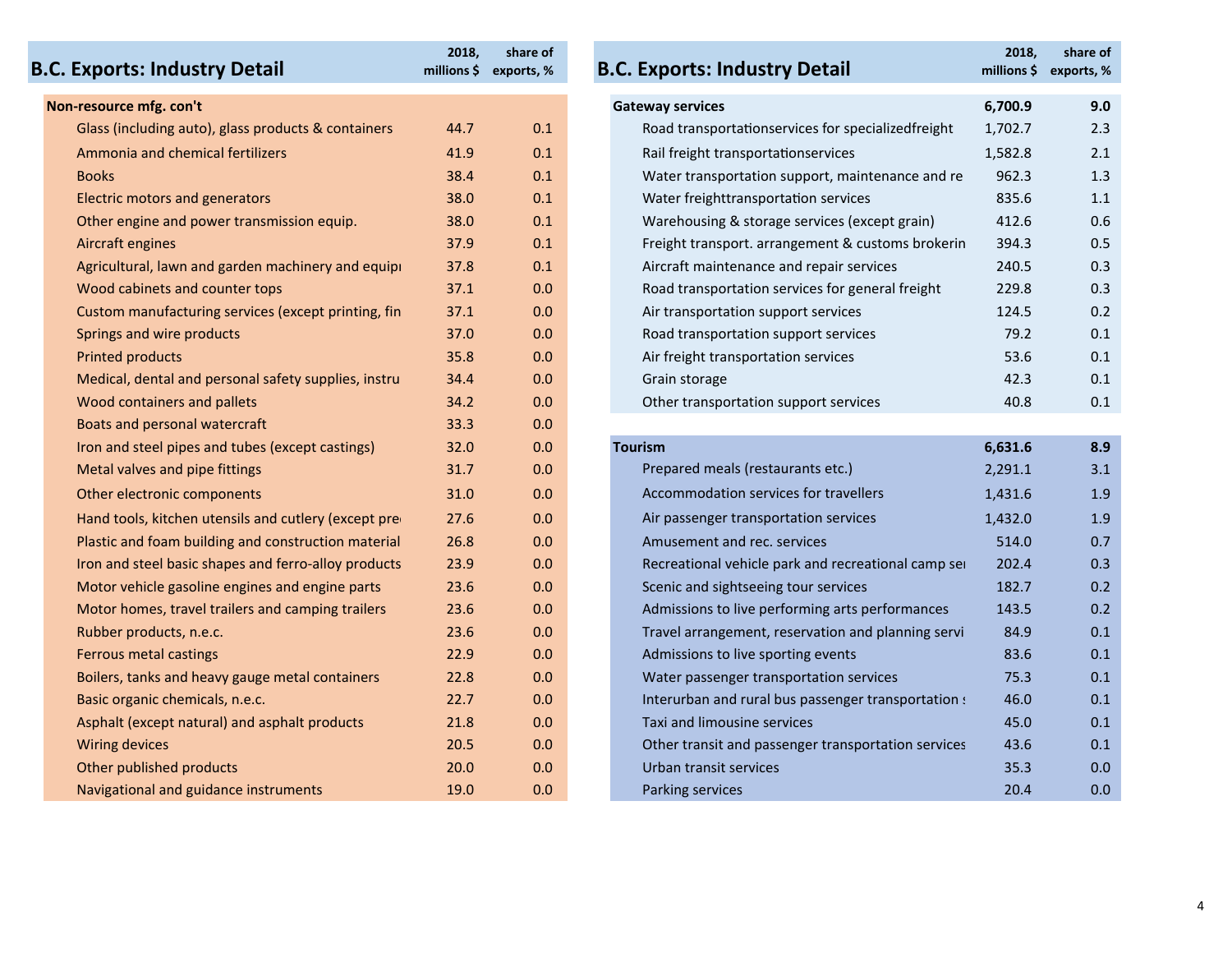## B.C. Exports: Industry Detail

| | 2018, millions $ | share of exports, % |
|---|---|---|
| **Non-resource mfg. con't** | | |
| Glass (including auto), glass products & containers | 44.7 | 0.1 |
| Ammonia and chemical fertilizers | 41.9 | 0.1 |
| Books | 38.4 | 0.1 |
| Electric motors and generators | 38.0 | 0.1 |
| Other engine and power transmission equip. | 38.0 | 0.1 |
| Aircraft engines | 37.9 | 0.1 |
| Agricultural, lawn and garden machinery and equipı | 37.8 | 0.1 |
| Wood cabinets and counter tops | 37.1 | 0.0 |
| Custom manufacturing services (except printing, fin | 37.1 | 0.0 |
| Springs and wire products | 37.0 | 0.0 |
| Printed products | 35.8 | 0.0 |
| Medical, dental and personal safety supplies, instru | 34.4 | 0.0 |
| Wood containers and pallets | 34.2 | 0.0 |
| Boats and personal watercraft | 33.3 | 0.0 |
| Iron and steel pipes and tubes (except castings) | 32.0 | 0.0 |
| Metal valves and pipe fittings | 31.7 | 0.0 |
| Other electronic components | 31.0 | 0.0 |
| Hand tools, kitchen utensils and cutlery (except pre | 27.6 | 0.0 |
| Plastic and foam building and construction material | 26.8 | 0.0 |
| Iron and steel basic shapes and ferro-alloy products | 23.9 | 0.0 |
| Motor vehicle gasoline engines and engine parts | 23.6 | 0.0 |
| Motor homes, travel trailers and camping trailers | 23.6 | 0.0 |
| Rubber products, n.e.c. | 23.6 | 0.0 |
| Ferrous metal castings | 22.9 | 0.0 |
| Boilers, tanks and heavy gauge metal containers | 22.8 | 0.0 |
| Basic organic chemicals, n.e.c. | 22.7 | 0.0 |
| Asphalt (except natural) and asphalt products | 21.8 | 0.0 |
| Wiring devices | 20.5 | 0.0 |
| Other published products | 20.0 | 0.0 |
| Navigational and guidance instruments | 19.0 | 0.0 |

## B.C. Exports: Industry Detail

| | 2018, millions $ | share of exports, % |
|---|---|---|
| **Gateway services** | **6,700.9** | **9.0** |
| Road transportationservices for specializedfreight | 1,702.7 | 2.3 |
| Rail freight transportationservices | 1,582.8 | 2.1 |
| Water transportation support, maintenance and re | 962.3 | 1.3 |
| Water freighttransportation services | 835.6 | 1.1 |
| Warehousing & storage services (except grain) | 412.6 | 0.6 |
| Freight transport. arrangement & customs brokerin | 394.3 | 0.5 |
| Aircraft maintenance and repair services | 240.5 | 0.3 |
| Road transportation services for general freight | 229.8 | 0.3 |
| Air transportation support services | 124.5 | 0.2 |
| Road transportation support services | 79.2 | 0.1 |
| Air freight transportation services | 53.6 | 0.1 |
| Grain storage | 42.3 | 0.1 |
| Other transportation support services | 40.8 | 0.1 |
| **Tourism** | **6,631.6** | **8.9** |
| Prepared meals (restaurants etc.) | 2,291.1 | 3.1 |
| Accommodation services for travellers | 1,431.6 | 1.9 |
| Air passenger transportation services | 1,432.0 | 1.9 |
| Amusement and rec. services | 514.0 | 0.7 |
| Recreational vehicle park and recreational camp sei | 202.4 | 0.3 |
| Scenic and sightseeing tour services | 182.7 | 0.2 |
| Admissions to live performing arts performances | 143.5 | 0.2 |
| Travel arrangement, reservation and planning servi | 84.9 | 0.1 |
| Admissions to live sporting events | 83.6 | 0.1 |
| Water passenger transportation services | 75.3 | 0.1 |
| Interurban and rural bus passenger transportation s | 46.0 | 0.1 |
| Taxi and limousine services | 45.0 | 0.1 |
| Other transit and passenger transportation services | 43.6 | 0.1 |
| Urban transit services | 35.3 | 0.0 |
| Parking services | 20.4 | 0.0 |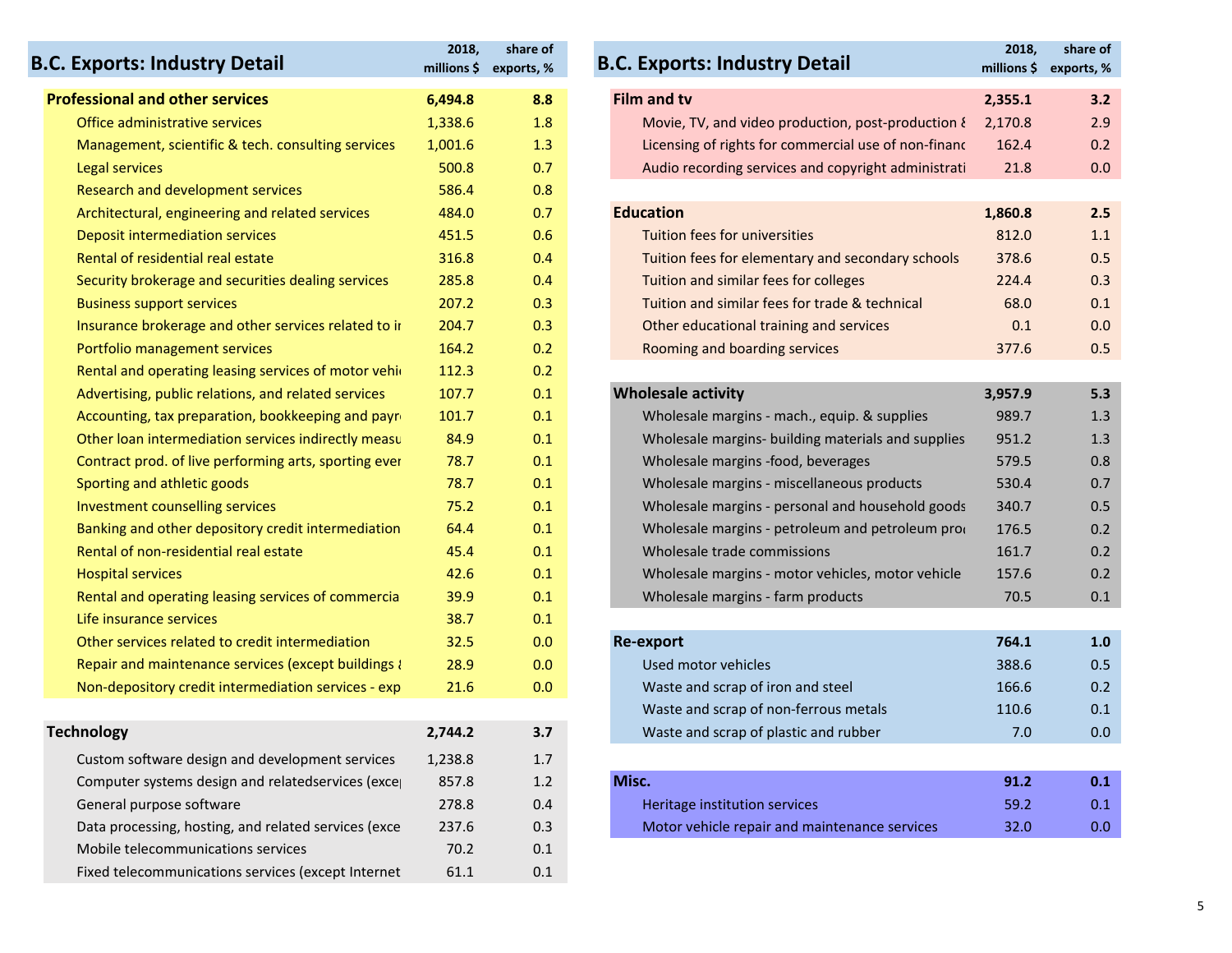## B.C. Exports: Industry Detail

| | 2018, millions $ | share of exports, % |
|---|---|---|
| **Professional and other services** | **6,494.8** | **8.8** |
| Office administrative services | 1,338.6 | 1.8 |
| Management, scientific & tech. consulting services | 1,001.6 | 1.3 |
| Legal services | 500.8 | 0.7 |
| Research and development services | 586.4 | 0.8 |
| Architectural, engineering and related services | 484.0 | 0.7 |
| Deposit intermediation services | 451.5 | 0.6 |
| Rental of residential real estate | 316.8 | 0.4 |
| Security brokerage and securities dealing services | 285.8 | 0.4 |
| Business support services | 207.2 | 0.3 |
| Insurance brokerage and other services related to ir | 204.7 | 0.3 |
| Portfolio management services | 164.2 | 0.2 |
| Rental and operating leasing services of motor vehi | 112.3 | 0.2 |
| Advertising, public relations, and related services | 107.7 | 0.1 |
| Accounting, tax preparation, bookkeeping and payr | 101.7 | 0.1 |
| Other loan intermediation services indirectly measu | 84.9 | 0.1 |
| Contract prod. of live performing arts, sporting ever | 78.7 | 0.1 |
| Sporting and athletic goods | 78.7 | 0.1 |
| Investment counselling services | 75.2 | 0.1 |
| Banking and other depository credit intermediation | 64.4 | 0.1 |
| Rental of non-residential real estate | 45.4 | 0.1 |
| Hospital services | 42.6 | 0.1 |
| Rental and operating leasing services of commercia | 39.9 | 0.1 |
| Life insurance services | 38.7 | 0.1 |
| Other services related to credit intermediation | 32.5 | 0.0 |
| Repair and maintenance services (except buildings & | 28.9 | 0.0 |
| Non-depository credit intermediation services - exp | 21.6 | 0.0 |
| **Technology** | **2,744.2** | **3.7** |
| Custom software design and development services | 1,238.8 | 1.7 |
| Computer systems design and relatedservices (exce | 857.8 | 1.2 |
| General purpose software | 278.8 | 0.4 |
| Data processing, hosting, and related services (exce | 237.6 | 0.3 |
| Mobile telecommunications services | 70.2 | 0.1 |
| Fixed telecommunications services (except Internet | 61.1 | 0.1 |

## B.C. Exports: Industry Detail

| | 2018, millions $ | share of exports, % |
|---|---|---|
| **Film and tv** | **2,355.1** | **3.2** |
| Movie, TV, and video production, post-production & | 2,170.8 | 2.9 |
| Licensing of rights for commercial use of non-financ | 162.4 | 0.2 |
| Audio recording services and copyright administrati | 21.8 | 0.0 |
| **Education** | **1,860.8** | **2.5** |
| Tuition fees for universities | 812.0 | 1.1 |
| Tuition fees for elementary and secondary schools | 378.6 | 0.5 |
| Tuition and similar fees for colleges | 224.4 | 0.3 |
| Tuition and similar fees for trade & technical | 68.0 | 0.1 |
| Other educational training and services | 0.1 | 0.0 |
| Rooming and boarding services | 377.6 | 0.5 |
| **Wholesale activity** | **3,957.9** | **5.3** |
| Wholesale margins - mach., equip. & supplies | 989.7 | 1.3 |
| Wholesale margins- building materials and supplies | 951.2 | 1.3 |
| Wholesale margins -food, beverages | 579.5 | 0.8 |
| Wholesale margins - miscellaneous products | 530.4 | 0.7 |
| Wholesale margins - personal and household goods | 340.7 | 0.5 |
| Wholesale margins - petroleum and petroleum pro | 176.5 | 0.2 |
| Wholesale trade commissions | 161.7 | 0.2 |
| Wholesale margins - motor vehicles, motor vehicle | 157.6 | 0.2 |
| Wholesale margins - farm products | 70.5 | 0.1 |
| **Re-export** | **764.1** | **1.0** |
| Used motor vehicles | 388.6 | 0.5 |
| Waste and scrap of iron and steel | 166.6 | 0.2 |
| Waste and scrap of non-ferrous metals | 110.6 | 0.1 |
| Waste and scrap of plastic and rubber | 7.0 | 0.0 |
| **Misc.** | **91.2** | **0.1** |
| Heritage institution services | 59.2 | 0.1 |
| Motor vehicle repair and maintenance services | 32.0 | 0.0 |